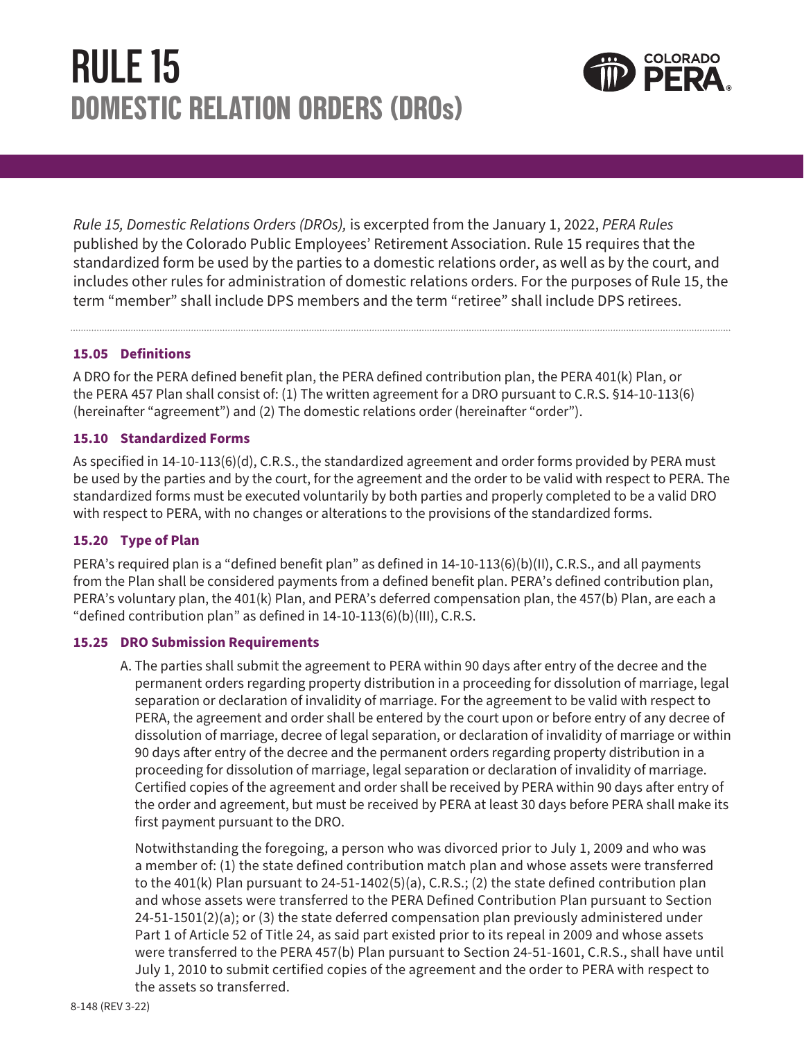# RULE 15
## DOMESTIC RELATION ORDERS (DROs)

*Rule 15, Domestic Relations Orders (DROs),* is excerpted from the January 1, 2022, *PERA Rules* published by the Colorado Public Employees' Retirement Association. Rule 15 requires that the standardized form be used by the parties to a domestic relations order, as well as by the court, and includes other rules for administration of domestic relations orders. For the purposes of Rule 15, the term "member" shall include DPS members and the term "retiree" shall include DPS retirees.

---

### 15.05 Definitions

A DRO for the PERA defined benefit plan, the PERA defined contribution plan, the PERA 401(k) Plan, or the PERA 457 Plan shall consist of: (1) The written agreement for a DRO pursuant to C.R.S. §14-10-113(6) (hereinafter "agreement") and (2) The domestic relations order (hereinafter "order").

### 15.10 Standardized Forms

As specified in 14-10-113(6)(d), C.R.S., the standardized agreement and order forms provided by PERA must be used by the parties and by the court, for the agreement and the order to be valid with respect to PERA. The standardized forms must be executed voluntarily by both parties and properly completed to be a valid DRO with respect to PERA, with no changes or alterations to the provisions of the standardized forms.

### 15.20 Type of Plan

PERA's required plan is a "defined benefit plan" as defined in 14-10-113(6)(b)(II), C.R.S., and all payments from the Plan shall be considered payments from a defined benefit plan. PERA's defined contribution plan, PERA's voluntary plan, the 401(k) Plan, and PERA's deferred compensation plan, the 457(b) Plan, are each a "defined contribution plan" as defined in 14-10-113(6)(b)(III), C.R.S.

### 15.25 DRO Submission Requirements

A. The parties shall submit the agreement to PERA within 90 days after entry of the decree and the permanent orders regarding property distribution in a proceeding for dissolution of marriage, legal separation or declaration of invalidity of marriage. For the agreement to be valid with respect to PERA, the agreement and order shall be entered by the court upon or before entry of any decree of dissolution of marriage, decree of legal separation, or declaration of invalidity of marriage or within 90 days after entry of the decree and the permanent orders regarding property distribution in a proceeding for dissolution of marriage, legal separation or declaration of invalidity of marriage. Certified copies of the agreement and order shall be received by PERA within 90 days after entry of the order and agreement, but must be received by PERA at least 30 days before PERA shall make its first payment pursuant to the DRO.

   Notwithstanding the foregoing, a person who was divorced prior to July 1, 2009 and who was a member of: (1) the state defined contribution match plan and whose assets were transferred to the 401(k) Plan pursuant to 24-51-1402(5)(a), C.R.S.; (2) the state defined contribution plan and whose assets were transferred to the PERA Defined Contribution Plan pursuant to Section 24-51-1501(2)(a); or (3) the state deferred compensation plan previously administered under Part 1 of Article 52 of Title 24, as said part existed prior to its repeal in 2009 and whose assets were transferred to the PERA 457(b) Plan pursuant to Section 24-51-1601, C.R.S., shall have until July 1, 2010 to submit certified copies of the agreement and the order to PERA with respect to the assets so transferred.

8-148 (REV 3-22)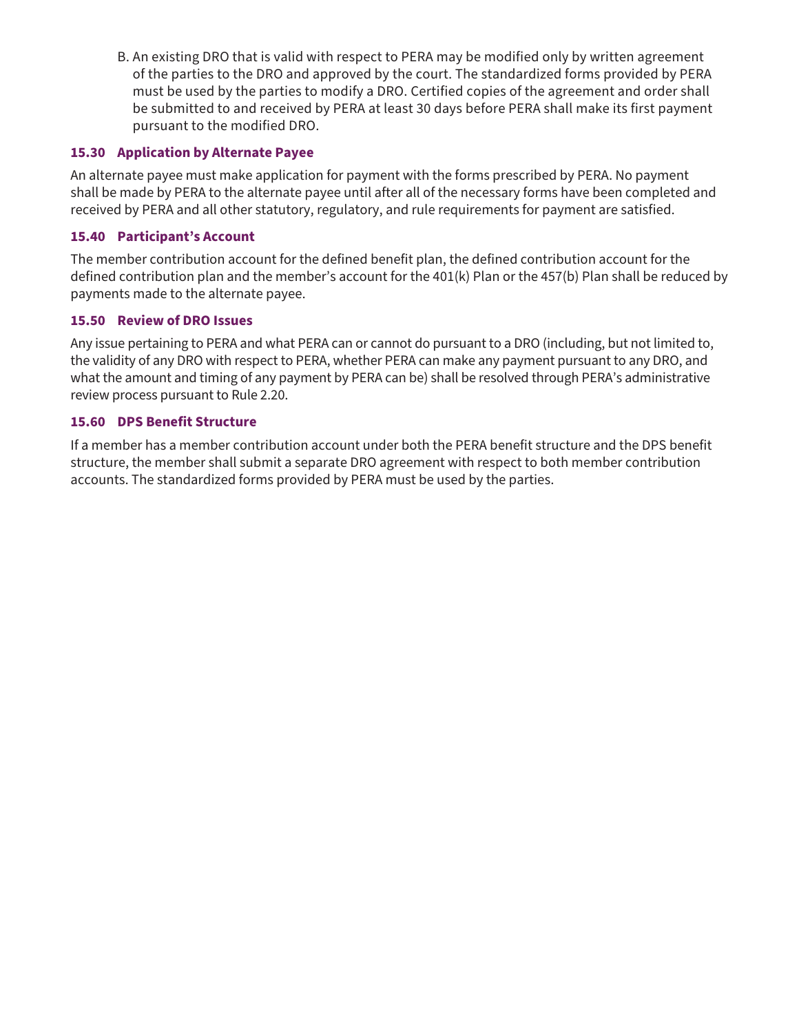B. An existing DRO that is valid with respect to PERA may be modified only by written agreement of the parties to the DRO and approved by the court. The standardized forms provided by PERA must be used by the parties to modify a DRO. Certified copies of the agreement and order shall be submitted to and received by PERA at least 30 days before PERA shall make its first payment pursuant to the modified DRO.

### 15.30 Application by Alternate Payee

An alternate payee must make application for payment with the forms prescribed by PERA. No payment shall be made by PERA to the alternate payee until after all of the necessary forms have been completed and received by PERA and all other statutory, regulatory, and rule requirements for payment are satisfied.

### 15.40 Participant's Account

The member contribution account for the defined benefit plan, the defined contribution account for the defined contribution plan and the member's account for the 401(k) Plan or the 457(b) Plan shall be reduced by payments made to the alternate payee.

### 15.50 Review of DRO Issues

Any issue pertaining to PERA and what PERA can or cannot do pursuant to a DRO (including, but not limited to, the validity of any DRO with respect to PERA, whether PERA can make any payment pursuant to any DRO, and what the amount and timing of any payment by PERA can be) shall be resolved through PERA's administrative review process pursuant to Rule 2.20.

### 15.60 DPS Benefit Structure

If a member has a member contribution account under both the PERA benefit structure and the DPS benefit structure, the member shall submit a separate DRO agreement with respect to both member contribution accounts. The standardized forms provided by PERA must be used by the parties.